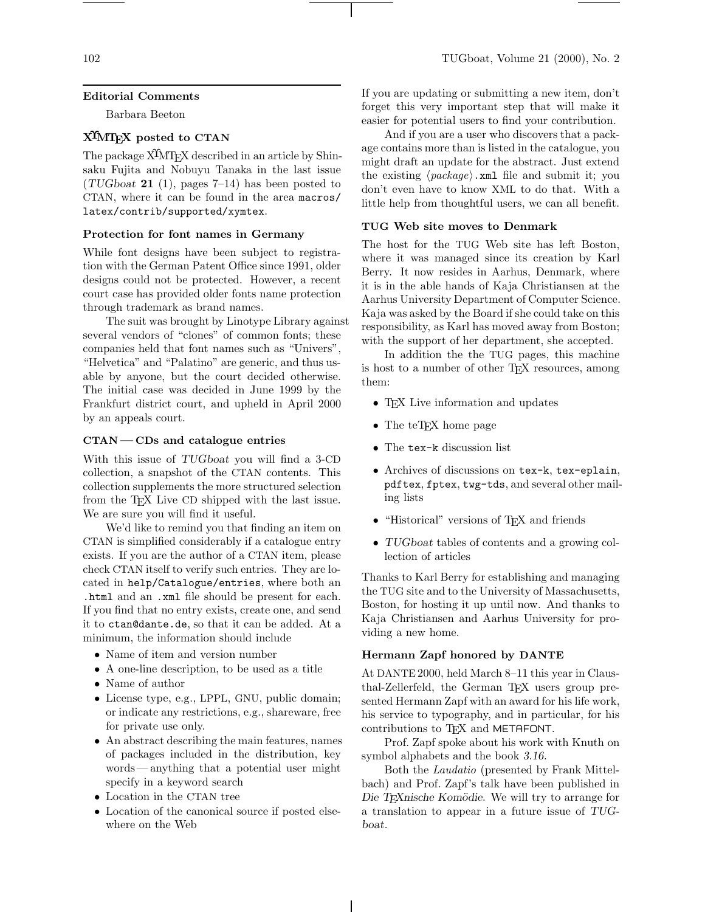## Editorial Comments

Barbara Beeton

### XΥMTEX posted to CTAN

The package XΥMTEX described in an article by Shinsaku Fujita and Nobuyu Tanaka in the last issue (*TUGboat* **21** (1), pages 7–14) has been posted to CTAN, where it can be found in the area `macros/latex/contrib/supported/xymtex`.

### Protection for font names in Germany

While font designs have been subject to registration with the German Patent Office since 1991, older designs could not be protected. However, a recent court case has provided older fonts name protection through trademark as brand names.

The suit was brought by Linotype Library against several vendors of "clones" of common fonts; these companies held that font names such as "Univers", "Helvetica" and "Palatino" are generic, and thus usable by anyone, but the court decided otherwise. The initial case was decided in June 1999 by the Frankfurt district court, and upheld in April 2000 by an appeals court.

### CTAN — CDs and catalogue entries

With this issue of *TUGboat* you will find a 3-CD collection, a snapshot of the CTAN contents. This collection supplements the more structured selection from the TEX Live CD shipped with the last issue. We are sure you will find it useful.

We'd like to remind you that finding an item on CTAN is simplified considerably if a catalogue entry exists. If you are the author of a CTAN item, please check CTAN itself to verify such entries. They are located in `help/Catalogue/entries`, where both an `.html` and an `.xml` file should be present for each. If you find that no entry exists, create one, and send it to `ctan@dante.de`, so that it can be added. At a minimum, the information should include

- Name of item and version number
- A one-line description, to be used as a title
- Name of author
- License type, e.g., LPPL, GNU, public domain; or indicate any restrictions, e.g., shareware, free for private use only.
- An abstract describing the main features, names of packages included in the distribution, key words — anything that a potential user might specify in a keyword search
- Location in the CTAN tree
- Location of the canonical source if posted elsewhere on the Web

If you are updating or submitting a new item, don't forget this very important step that will make it easier for potential users to find your contribution.

And if you are a user who discovers that a package contains more than is listed in the catalogue, you might draft an update for the abstract. Just extend the existing ⟨*package*⟩`.xml` file and submit it; you don't even have to know XML to do that. With a little help from thoughtful users, we can all benefit.

### TUG Web site moves to Denmark

The host for the TUG Web site has left Boston, where it was managed since its creation by Karl Berry. It now resides in Aarhus, Denmark, where it is in the able hands of Kaja Christiansen at the Aarhus University Department of Computer Science. Kaja was asked by the Board if she could take on this responsibility, as Karl has moved away from Boston; with the support of her department, she accepted.

In addition the the TUG pages, this machine is host to a number of other TEX resources, among them:

- TEX Live information and updates
- The teTEX home page
- The `tex-k` discussion list
- Archives of discussions on `tex-k`, `tex-eplain`, `pdftex`, `fptex`, `twg-tds`, and several other mailing lists
- "Historical" versions of TEX and friends
- *TUGboat* tables of contents and a growing collection of articles

Thanks to Karl Berry for establishing and managing the TUG site and to the University of Massachusetts, Boston, for hosting it up until now. And thanks to Kaja Christiansen and Aarhus University for providing a new home.

### Hermann Zapf honored by DANTE

At DANTE 2000, held March 8–11 this year in Clausthal-Zellerfeld, the German TEX users group presented Hermann Zapf with an award for his life work, his service to typography, and in particular, for his contributions to TEX and METAFONT.

Prof. Zapf spoke about his work with Knuth on symbol alphabets and the book *3.16*.

Both the *Laudatio* (presented by Frank Mittelbach) and Prof. Zapf's talk have been published in *Die TEXnische Komödie*. We will try to arrange for a translation to appear in a future issue of *TUGboat*.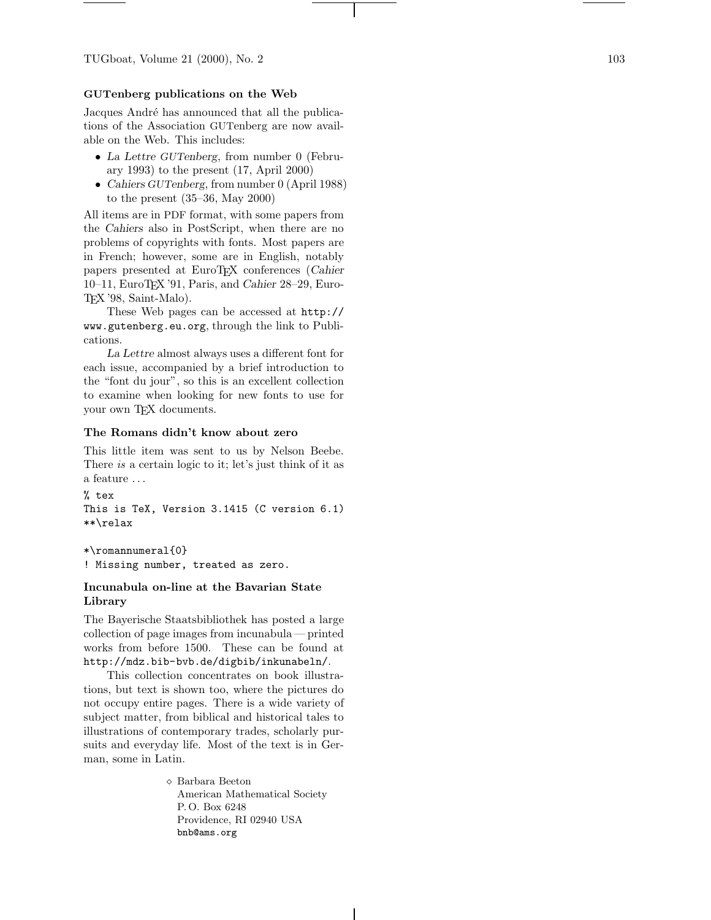### GUTenberg publications on the Web

Jacques André has announced that all the publications of the Association GUTenberg are now available on the Web. This includes:

- *La Lettre GUTenberg*, from number 0 (February 1993) to the present (17, April 2000)
- *Cahiers GUTenberg*, from number 0 (April 1988) to the present (35–36, May 2000)

All items are in PDF format, with some papers from the *Cahiers* also in PostScript, when there are no problems of copyrights with fonts. Most papers are in French; however, some are in English, notably papers presented at EuroTEX conferences (*Cahier* 10–11, EuroTEX '91, Paris, and *Cahier* 28–29, EuroTEX '98, Saint-Malo).

These Web pages can be accessed at `http://www.gutenberg.eu.org`, through the link to Publications.

*La Lettre* almost always uses a different font for each issue, accompanied by a brief introduction to the "font du jour", so this is an excellent collection to examine when looking for new fonts to use for your own TEX documents.

### The Romans didn't know about zero

This little item was sent to us by Nelson Beebe. There *is* a certain logic to it; let's just think of it as a feature ...

```
% tex
This is TeX, Version 3.1415 (C version 6.1)
**\relax

*\romannumeral{0}
! Missing number, treated as zero.
```

### Incunabula on-line at the Bavarian State Library

The Bayerische Staatsbibliothek has posted a large collection of page images from incunabula — printed works from before 1500. These can be found at `http://mdz.bib-bvb.de/digbib/inkunabeln/`.

This collection concentrates on book illustrations, but text is shown too, where the pictures do not occupy entire pages. There is a wide variety of subject matter, from biblical and historical tales to illustrations of contemporary trades, scholarly pursuits and everyday life. Most of the text is in German, some in Latin.

◇ Barbara Beeton
American Mathematical Society
P. O. Box 6248
Providence, RI 02940 USA
`bnb@ams.org`